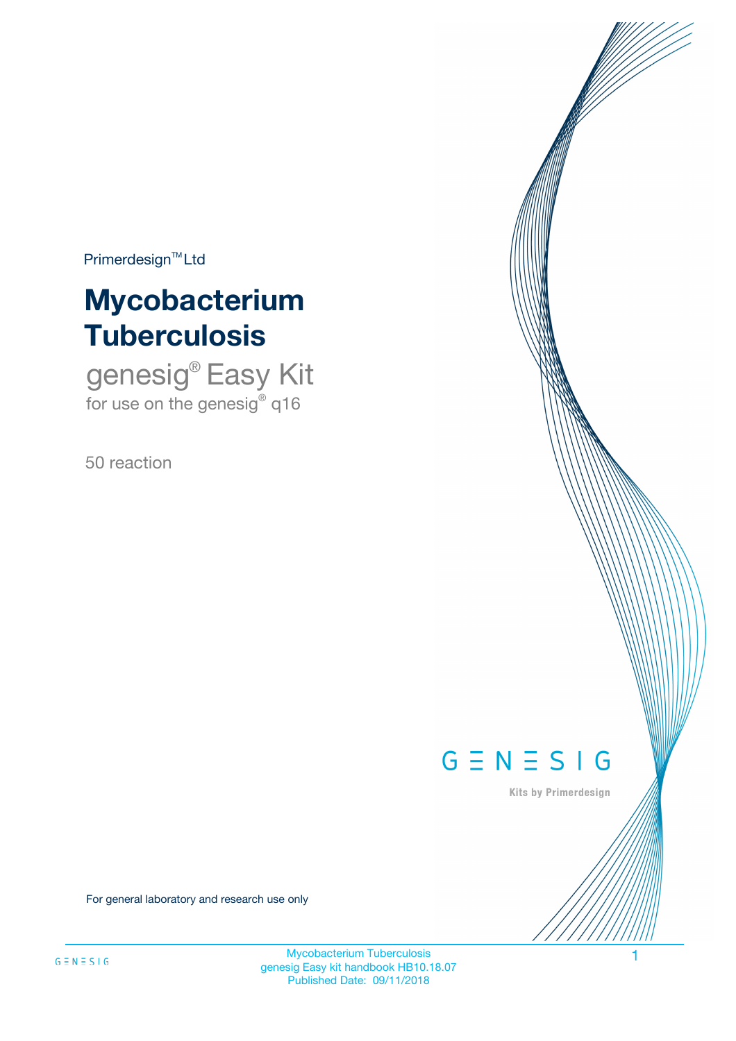Primerdesign™ Ltd

# Mycobacterium Tuberculosis

## genesig® Easy Kit

for use on the genesig® q16

50 reaction

GENESIG

Kits by Primerdesign

For general laboratory and research use only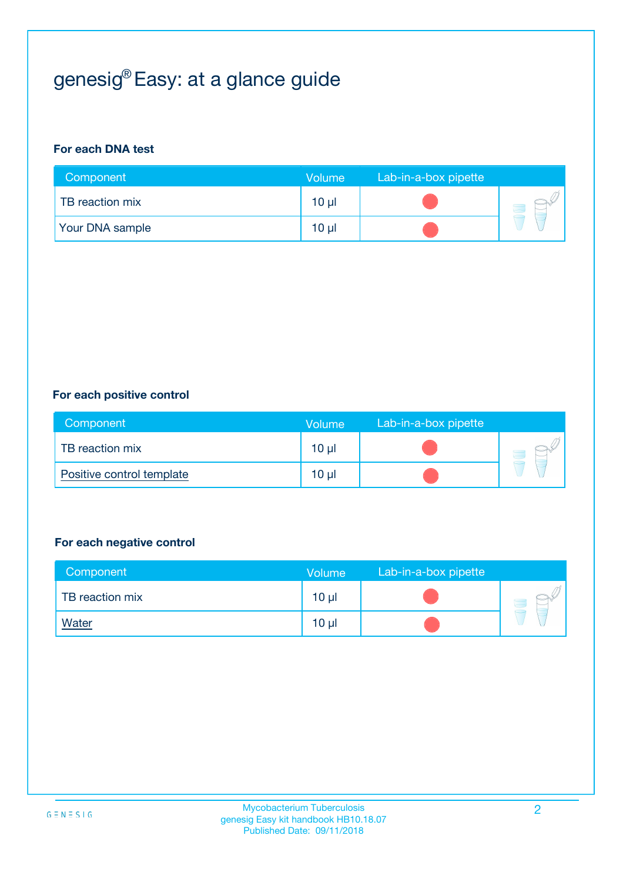# genesig® Easy: at a glance guide

**For each DNA test**

| Component | Volume | Lab-in-a-box pipette |
|---|---|---|
| TB reaction mix | 10 µl | |
| Your DNA sample | 10 µl | |

**For each positive control**

| Component | Volume | Lab-in-a-box pipette |
|---|---|---|
| TB reaction mix | 10 µl | |
| Positive control template | 10 µl | |

**For each negative control**

| Component | Volume | Lab-in-a-box pipette |
|---|---|---|
| TB reaction mix | 10 µl | |
| Water | 10 µl | |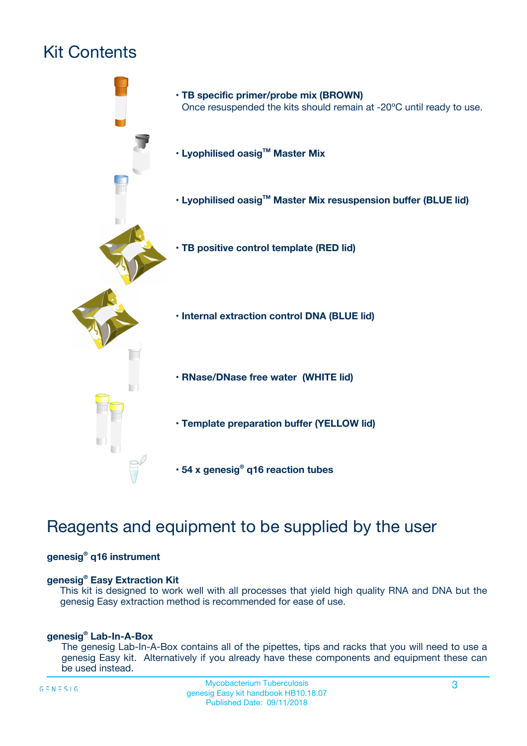# Kit Contents

- **TB specific primer/probe mix (BROWN)**
  Once resuspended the kits should remain at -20ºC until ready to use.
- **Lyophilised oasig™ Master Mix**
- **Lyophilised oasig™ Master Mix resuspension buffer (BLUE lid)**
- **TB positive control template (RED lid)**
- **Internal extraction control DNA (BLUE lid)**
- **RNase/DNase free water (WHITE lid)**
- **Template preparation buffer (YELLOW lid)**
- **54 x genesig® q16 reaction tubes**

# Reagents and equipment to be supplied by the user

**genesig® q16 instrument**

**genesig® Easy Extraction Kit**
This kit is designed to work well with all processes that yield high quality RNA and DNA but the genesig Easy extraction method is recommended for ease of use.

**genesig® Lab-In-A-Box**
The genesig Lab-In-A-Box contains all of the pipettes, tips and racks that you will need to use a genesig Easy kit. Alternatively if you already have these components and equipment these can be used instead.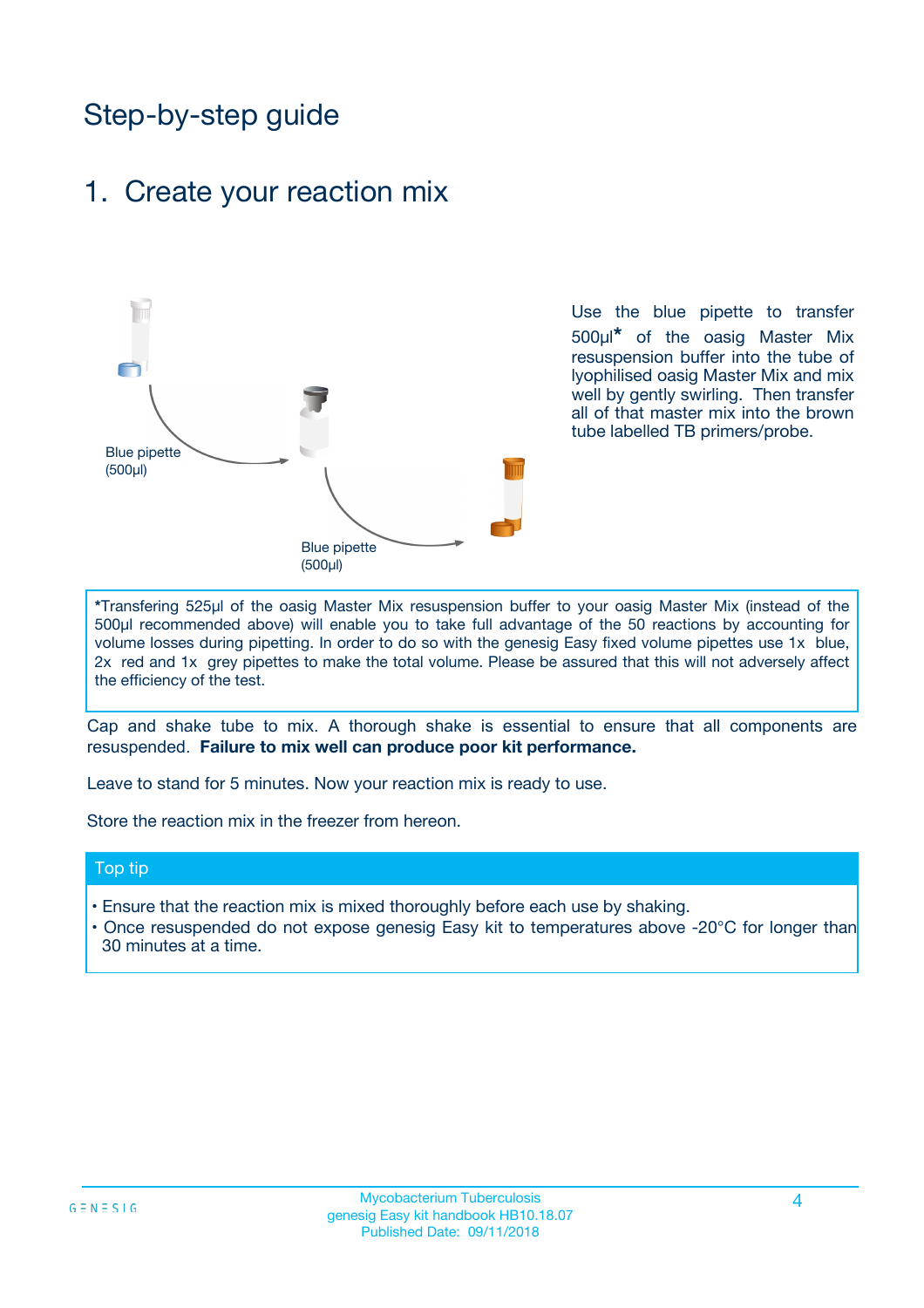# Step-by-step guide

## 1. Create your reaction mix

Blue pipette (500µl)

Blue pipette (500µl)

Use the blue pipette to transfer 500µl* of the oasig Master Mix resuspension buffer into the tube of lyophilised oasig Master Mix and mix well by gently swirling. Then transfer all of that master mix into the brown tube labelled TB primers/probe.

*Transfering 525µl of the oasig Master Mix resuspension buffer to your oasig Master Mix (instead of the 500µl recommended above) will enable you to take full advantage of the 50 reactions by accounting for volume losses during pipetting. In order to do so with the genesig Easy fixed volume pipettes use 1x blue, 2x red and 1x grey pipettes to make the total volume. Please be assured that this will not adversely affect the efficiency of the test.

Cap and shake tube to mix. A thorough shake is essential to ensure that all components are resuspended. **Failure to mix well can produce poor kit performance.**

Leave to stand for 5 minutes. Now your reaction mix is ready to use.

Store the reaction mix in the freezer from hereon.

### Top tip

- Ensure that the reaction mix is mixed thoroughly before each use by shaking.
- Once resuspended do not expose genesig Easy kit to temperatures above -20°C for longer than 30 minutes at a time.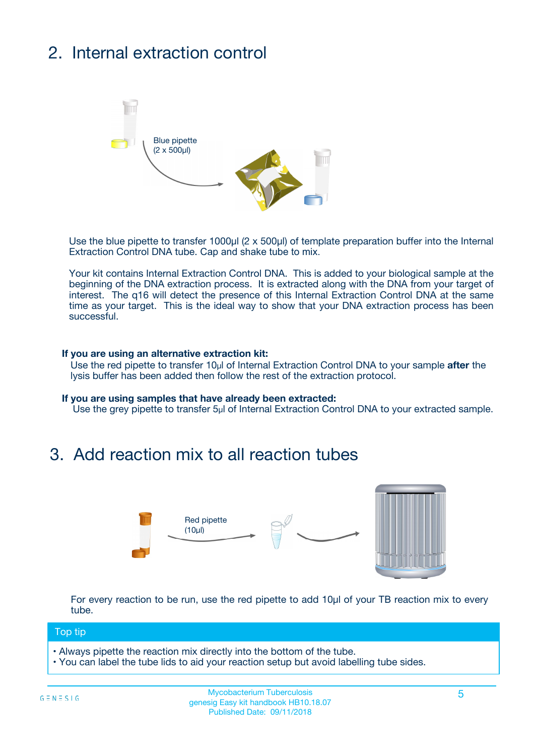## 2. Internal extraction control

Blue pipette
(2 x 500µl)

Use the blue pipette to transfer 1000µl (2 x 500µl) of template preparation buffer into the Internal Extraction Control DNA tube. Cap and shake tube to mix.

Your kit contains Internal Extraction Control DNA. This is added to your biological sample at the beginning of the DNA extraction process. It is extracted along with the DNA from your target of interest. The q16 will detect the presence of this Internal Extraction Control DNA at the same time as your target. This is the ideal way to show that your DNA extraction process has been successful.

**If you are using an alternative extraction kit:**
Use the red pipette to transfer 10µl of Internal Extraction Control DNA to your sample **after** the lysis buffer has been added then follow the rest of the extraction protocol.

**If you are using samples that have already been extracted:**
Use the grey pipette to transfer 5µl of Internal Extraction Control DNA to your extracted sample.

## 3. Add reaction mix to all reaction tubes

Red pipette
(10µl)

For every reaction to be run, use the red pipette to add 10µl of your TB reaction mix to every tube.

**Top tip**

- Always pipette the reaction mix directly into the bottom of the tube.
- You can label the tube lids to aid your reaction setup but avoid labelling tube sides.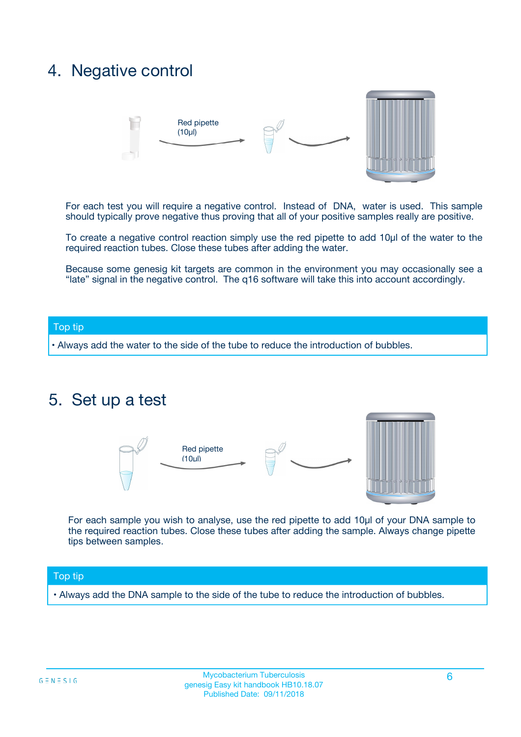## 4. Negative control

Red pipette (10µl)

For each test you will require a negative control. Instead of DNA, water is used. This sample should typically prove negative thus proving that all of your positive samples really are positive.

To create a negative control reaction simply use the red pipette to add 10µl of the water to the required reaction tubes. Close these tubes after adding the water.

Because some genesig kit targets are common in the environment you may occasionally see a "late" signal in the negative control. The q16 software will take this into account accordingly.

**Top tip**

- Always add the water to the side of the tube to reduce the introduction of bubbles.

## 5. Set up a test

Red pipette (10µl)

For each sample you wish to analyse, use the red pipette to add 10µl of your DNA sample to the required reaction tubes. Close these tubes after adding the sample. Always change pipette tips between samples.

**Top tip**

- Always add the DNA sample to the side of the tube to reduce the introduction of bubbles.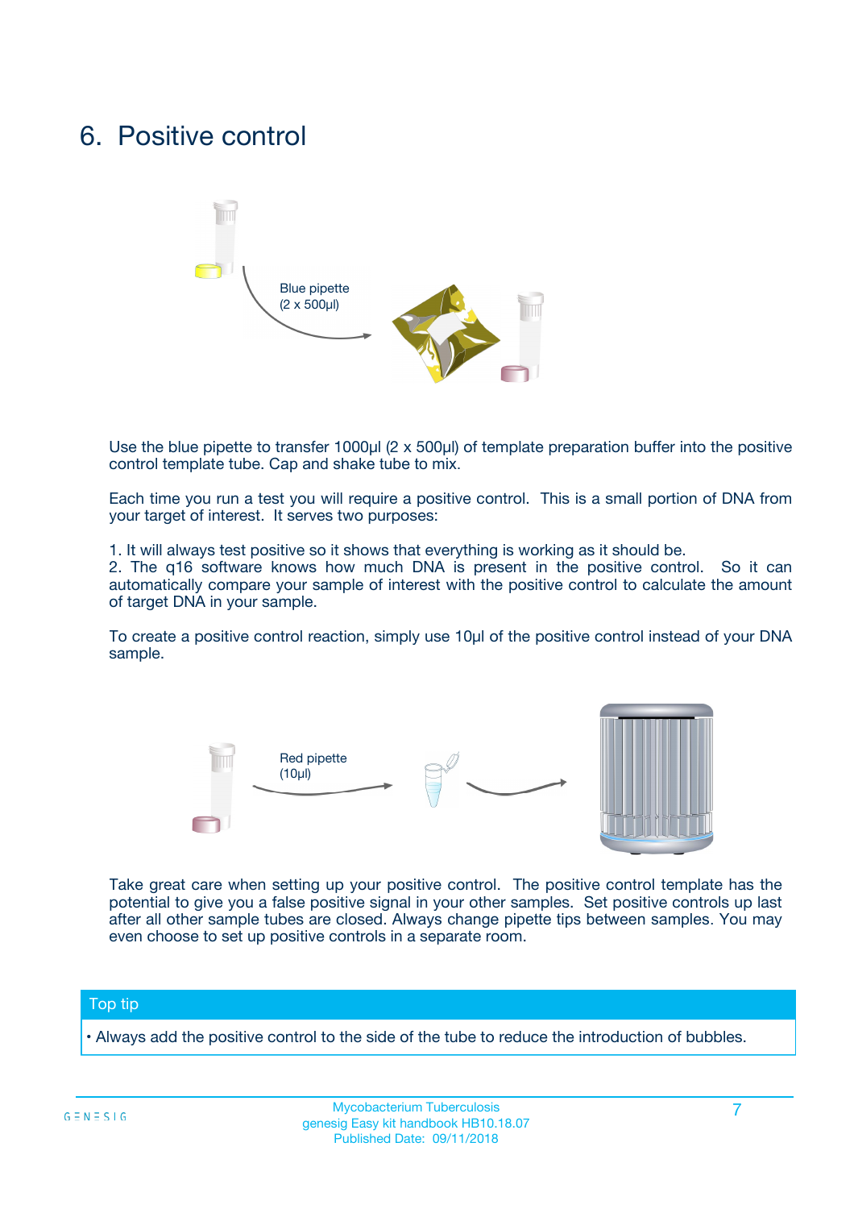# 6. Positive control

Blue pipette
(2 x 500µl)

Use the blue pipette to transfer 1000µl (2 x 500µl) of template preparation buffer into the positive control template tube. Cap and shake tube to mix.

Each time you run a test you will require a positive control. This is a small portion of DNA from your target of interest. It serves two purposes:

1. It will always test positive so it shows that everything is working as it should be.
2. The q16 software knows how much DNA is present in the positive control. So it can automatically compare your sample of interest with the positive control to calculate the amount of target DNA in your sample.

To create a positive control reaction, simply use 10µl of the positive control instead of your DNA sample.

Red pipette
(10µl)

Take great care when setting up your positive control. The positive control template has the potential to give you a false positive signal in your other samples. Set positive controls up last after all other sample tubes are closed. Always change pipette tips between samples. You may even choose to set up positive controls in a separate room.

## Top tip

- Always add the positive control to the side of the tube to reduce the introduction of bubbles.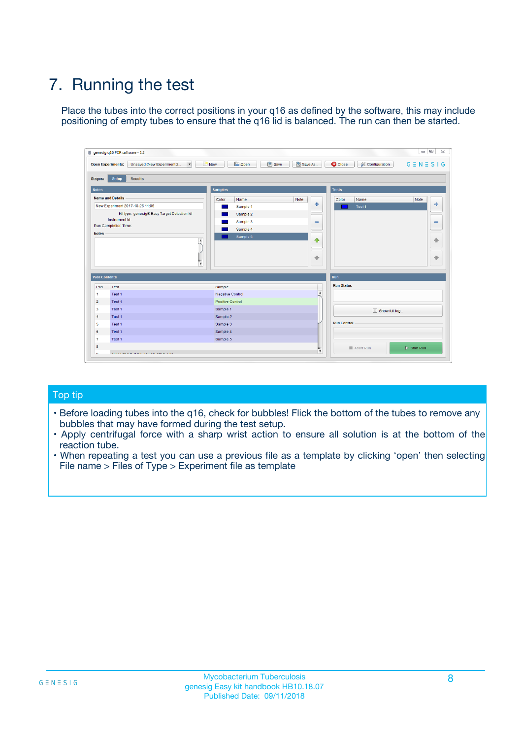# 7. Running the test

Place the tubes into the correct positions in your q16 as defined by the software, this may include positioning of empty tubes to ensure that the q16 lid is balanced. The run can then be started.

## Top tip

- Before loading tubes into the q16, check for bubbles! Flick the bottom of the tubes to remove any bubbles that may have formed during the test setup.
- Apply centrifugal force with a sharp wrist action to ensure all solution is at the bottom of the reaction tube.
- When repeating a test you can use a previous file as a template by clicking 'open' then selecting File name > Files of Type > Experiment file as template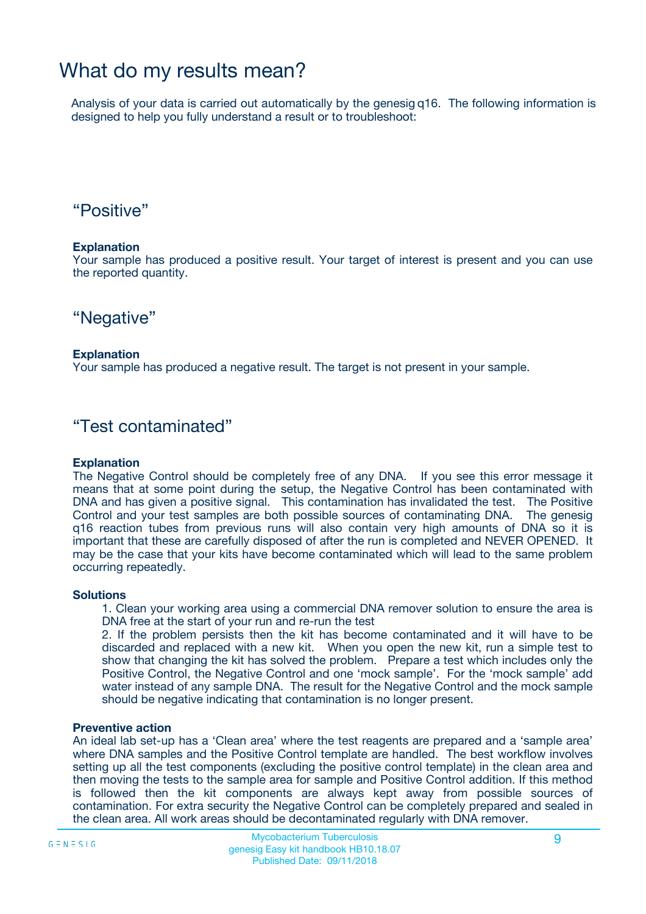# What do my results mean?

Analysis of your data is carried out automatically by the genesig q16. The following information is designed to help you fully understand a result or to troubleshoot:

## “Positive”

**Explanation**

Your sample has produced a positive result. Your target of interest is present and you can use the reported quantity.

## “Negative”

**Explanation**

Your sample has produced a negative result. The target is not present in your sample.

## “Test contaminated”

**Explanation**

The Negative Control should be completely free of any DNA. If you see this error message it means that at some point during the setup, the Negative Control has been contaminated with DNA and has given a positive signal. This contamination has invalidated the test. The Positive Control and your test samples are both possible sources of contaminating DNA. The genesig q16 reaction tubes from previous runs will also contain very high amounts of DNA so it is important that these are carefully disposed of after the run is completed and NEVER OPENED. It may be the case that your kits have become contaminated which will lead to the same problem occurring repeatedly.

**Solutions**

1. Clean your working area using a commercial DNA remover solution to ensure the area is DNA free at the start of your run and re-run the test
2. If the problem persists then the kit has become contaminated and it will have to be discarded and replaced with a new kit. When you open the new kit, run a simple test to show that changing the kit has solved the problem. Prepare a test which includes only the Positive Control, the Negative Control and one ‘mock sample’. For the ‘mock sample’ add water instead of any sample DNA. The result for the Negative Control and the mock sample should be negative indicating that contamination is no longer present.

**Preventive action**

An ideal lab set-up has a ‘Clean area’ where the test reagents are prepared and a ‘sample area’ where DNA samples and the Positive Control template are handled. The best workflow involves setting up all the test components (excluding the positive control template) in the clean area and then moving the tests to the sample area for sample and Positive Control addition. If this method is followed then the kit components are always kept away from possible sources of contamination. For extra security the Negative Control can be completely prepared and sealed in the clean area. All work areas should be decontaminated regularly with DNA remover.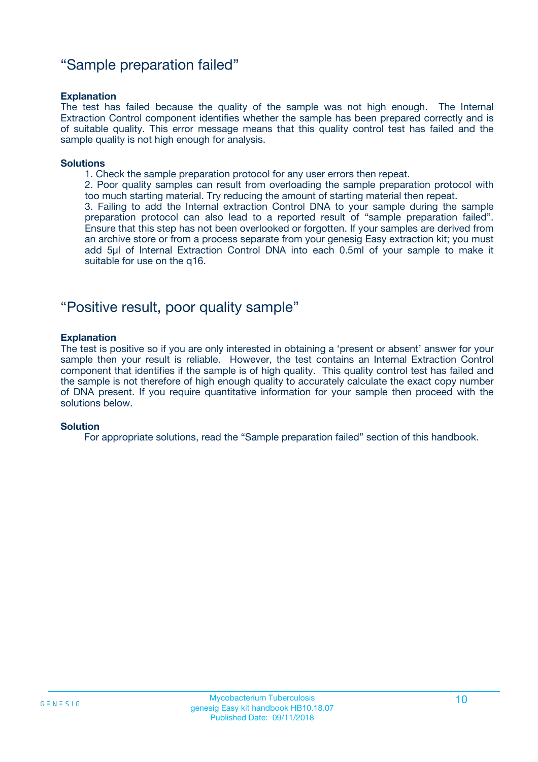## “Sample preparation failed”

**Explanation**

The test has failed because the quality of the sample was not high enough. The Internal Extraction Control component identifies whether the sample has been prepared correctly and is of suitable quality. This error message means that this quality control test has failed and the sample quality is not high enough for analysis.

**Solutions**

1. Check the sample preparation protocol for any user errors then repeat.
2. Poor quality samples can result from overloading the sample preparation protocol with too much starting material. Try reducing the amount of starting material then repeat.
3. Failing to add the Internal extraction Control DNA to your sample during the sample preparation protocol can also lead to a reported result of “sample preparation failed”. Ensure that this step has not been overlooked or forgotten. If your samples are derived from an archive store or from a process separate from your genesig Easy extraction kit; you must add 5µl of Internal Extraction Control DNA into each 0.5ml of your sample to make it suitable for use on the q16.

## “Positive result, poor quality sample”

**Explanation**

The test is positive so if you are only interested in obtaining a ‘present or absent’ answer for your sample then your result is reliable. However, the test contains an Internal Extraction Control component that identifies if the sample is of high quality. This quality control test has failed and the sample is not therefore of high enough quality to accurately calculate the exact copy number of DNA present. If you require quantitative information for your sample then proceed with the solutions below.

**Solution**

For appropriate solutions, read the “Sample preparation failed” section of this handbook.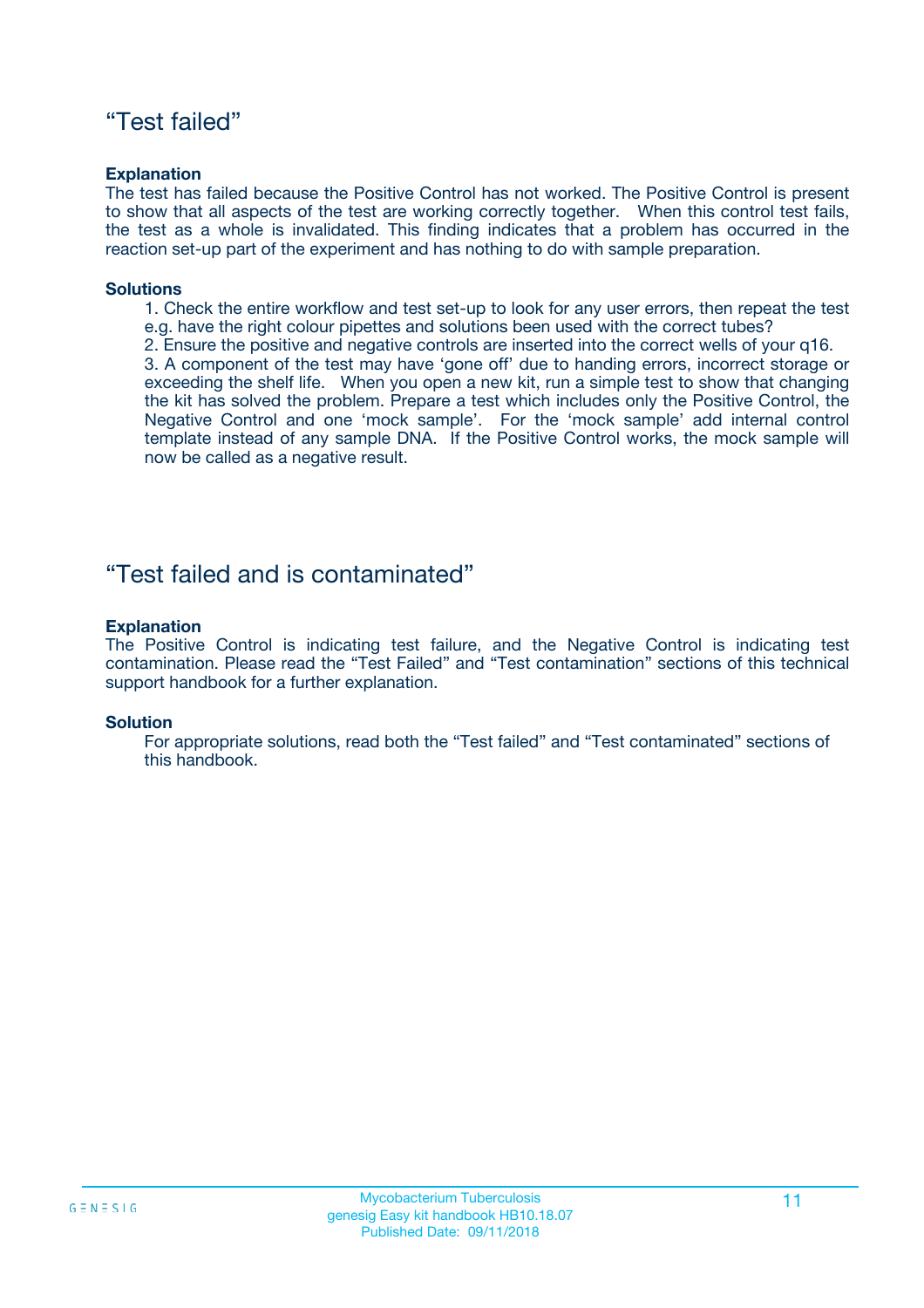## “Test failed”

**Explanation**

The test has failed because the Positive Control has not worked. The Positive Control is present to show that all aspects of the test are working correctly together. When this control test fails, the test as a whole is invalidated. This finding indicates that a problem has occurred in the reaction set-up part of the experiment and has nothing to do with sample preparation.

**Solutions**

1. Check the entire workflow and test set-up to look for any user errors, then repeat the test e.g. have the right colour pipettes and solutions been used with the correct tubes?
2. Ensure the positive and negative controls are inserted into the correct wells of your q16.
3. A component of the test may have ‘gone off’ due to handing errors, incorrect storage or exceeding the shelf life. When you open a new kit, run a simple test to show that changing the kit has solved the problem. Prepare a test which includes only the Positive Control, the Negative Control and one ‘mock sample’. For the ‘mock sample’ add internal control template instead of any sample DNA. If the Positive Control works, the mock sample will now be called as a negative result.

## “Test failed and is contaminated”

**Explanation**

The Positive Control is indicating test failure, and the Negative Control is indicating test contamination. Please read the “Test Failed” and “Test contamination” sections of this technical support handbook for a further explanation.

**Solution**

For appropriate solutions, read both the “Test failed” and “Test contaminated” sections of this handbook.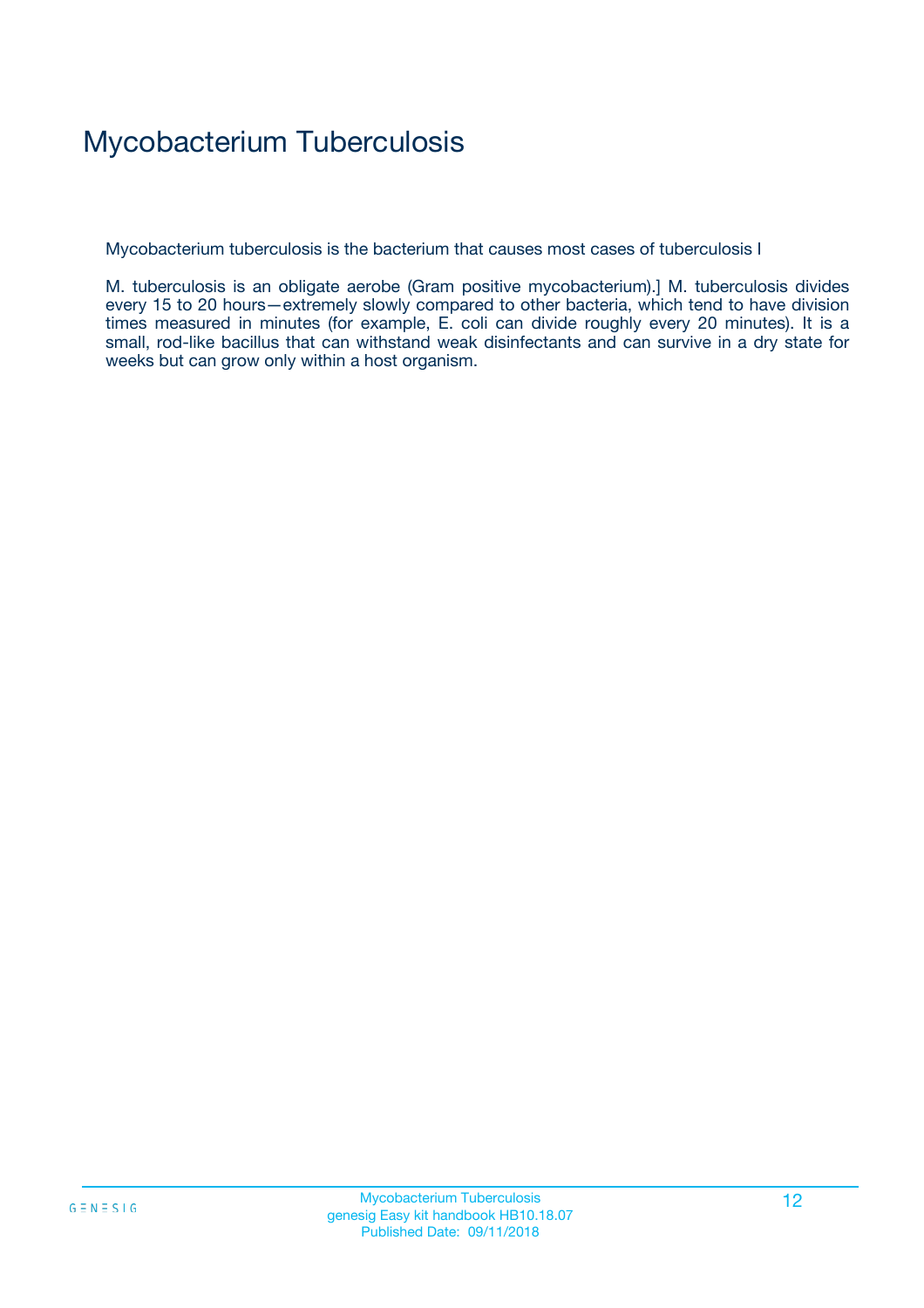# Mycobacterium Tuberculosis

Mycobacterium tuberculosis is the bacterium that causes most cases of tuberculosis I

M. tuberculosis is an obligate aerobe (Gram positive mycobacterium).] M. tuberculosis divides every 15 to 20 hours—extremely slowly compared to other bacteria, which tend to have division times measured in minutes (for example, E. coli can divide roughly every 20 minutes). It is a small, rod-like bacillus that can withstand weak disinfectants and can survive in a dry state for weeks but can grow only within a host organism.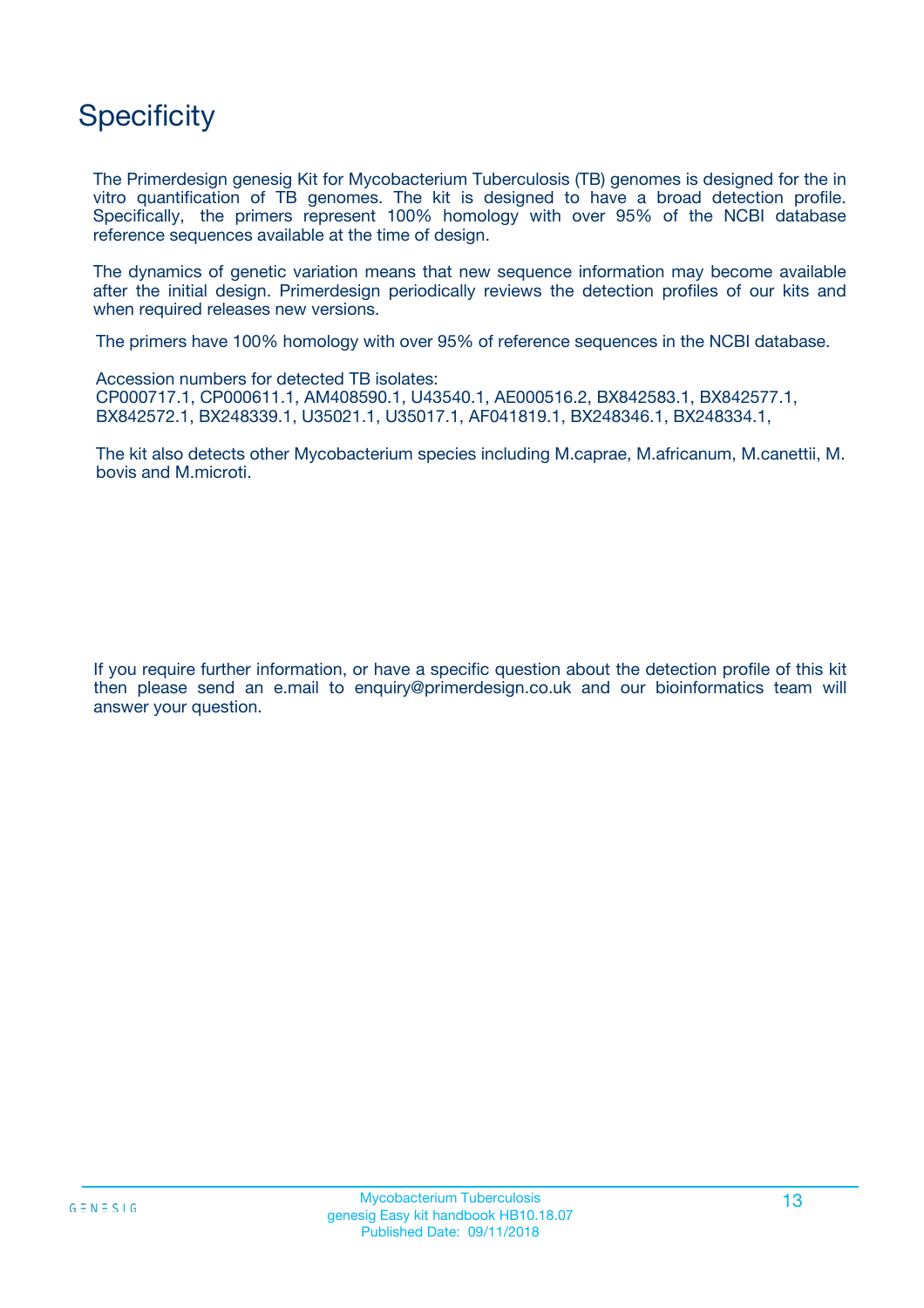# Specificity

The Primerdesign genesig Kit for Mycobacterium Tuberculosis (TB) genomes is designed for the in vitro quantification of TB genomes. The kit is designed to have a broad detection profile. Specifically, the primers represent 100% homology with over 95% of the NCBI database reference sequences available at the time of design.

The dynamics of genetic variation means that new sequence information may become available after the initial design. Primerdesign periodically reviews the detection profiles of our kits and when required releases new versions.

The primers have 100% homology with over 95% of reference sequences in the NCBI database.

Accession numbers for detected TB isolates:
CP000717.1, CP000611.1, AM408590.1, U43540.1, AE000516.2, BX842583.1, BX842577.1, BX842572.1, BX248339.1, U35021.1, U35017.1, AF041819.1, BX248346.1, BX248334.1,

The kit also detects other Mycobacterium species including M.caprae, M.africanum, M.canettii, M. bovis and M.microti.

If you require further information, or have a specific question about the detection profile of this kit then please send an e.mail to enquiry@primerdesign.co.uk and our bioinformatics team will answer your question.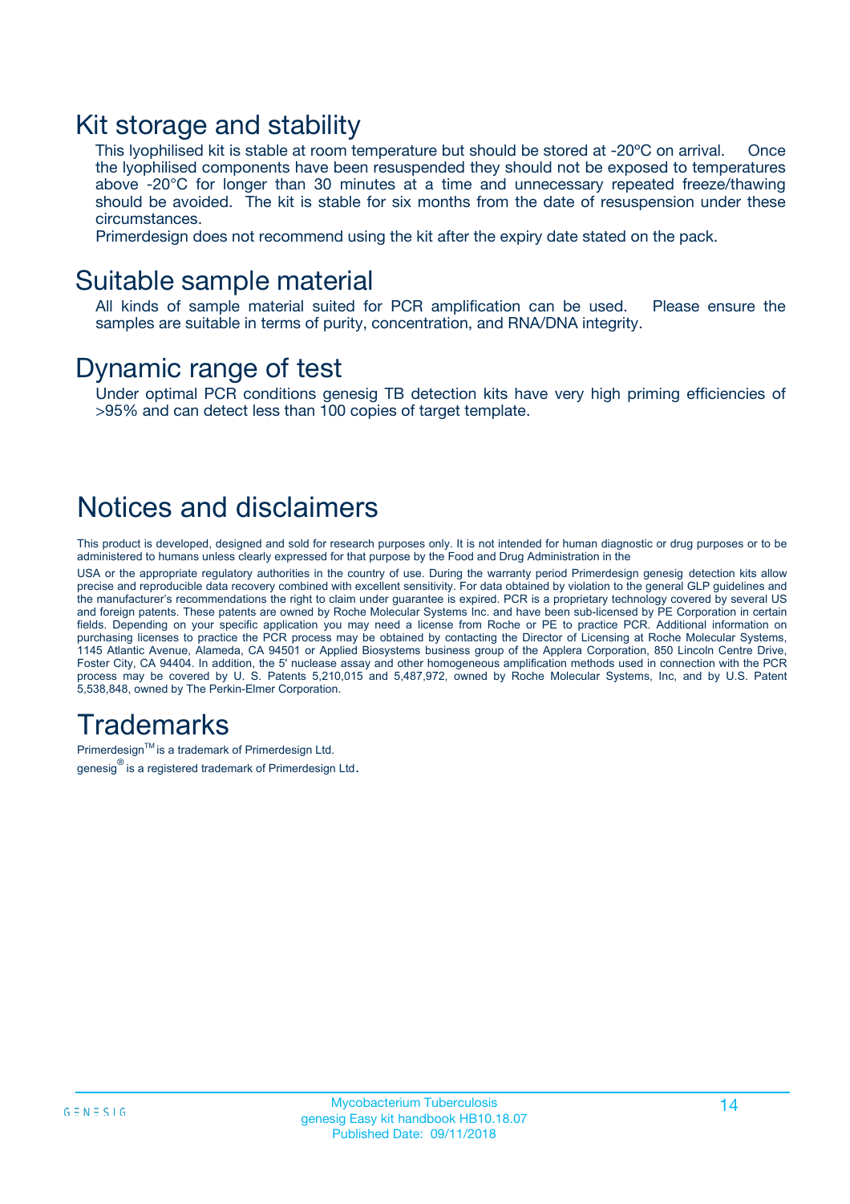# Kit storage and stability

This lyophilised kit is stable at room temperature but should be stored at -20ºC on arrival. Once the lyophilised components have been resuspended they should not be exposed to temperatures above -20°C for longer than 30 minutes at a time and unnecessary repeated freeze/thawing should be avoided. The kit is stable for six months from the date of resuspension under these circumstances.

Primerdesign does not recommend using the kit after the expiry date stated on the pack.

# Suitable sample material

All kinds of sample material suited for PCR amplification can be used. Please ensure the samples are suitable in terms of purity, concentration, and RNA/DNA integrity.

# Dynamic range of test

Under optimal PCR conditions genesig TB detection kits have very high priming efficiencies of >95% and can detect less than 100 copies of target template.

# Notices and disclaimers

This product is developed, designed and sold for research purposes only. It is not intended for human diagnostic or drug purposes or to be administered to humans unless clearly expressed for that purpose by the Food and Drug Administration in the

USA or the appropriate regulatory authorities in the country of use. During the warranty period Primerdesign genesig detection kits allow precise and reproducible data recovery combined with excellent sensitivity. For data obtained by violation to the general GLP guidelines and the manufacturer's recommendations the right to claim under guarantee is expired. PCR is a proprietary technology covered by several US and foreign patents. These patents are owned by Roche Molecular Systems Inc. and have been sub-licensed by PE Corporation in certain fields. Depending on your specific application you may need a license from Roche or PE to practice PCR. Additional information on purchasing licenses to practice the PCR process may be obtained by contacting the Director of Licensing at Roche Molecular Systems, 1145 Atlantic Avenue, Alameda, CA 94501 or Applied Biosystems business group of the Applera Corporation, 850 Lincoln Centre Drive, Foster City, CA 94404. In addition, the 5' nuclease assay and other homogeneous amplification methods used in connection with the PCR process may be covered by U. S. Patents 5,210,015 and 5,487,972, owned by Roche Molecular Systems, Inc, and by U.S. Patent 5,538,848, owned by The Perkin-Elmer Corporation.

# Trademarks

Primerdesign™ is a trademark of Primerdesign Ltd.

genesig® is a registered trademark of Primerdesign Ltd.